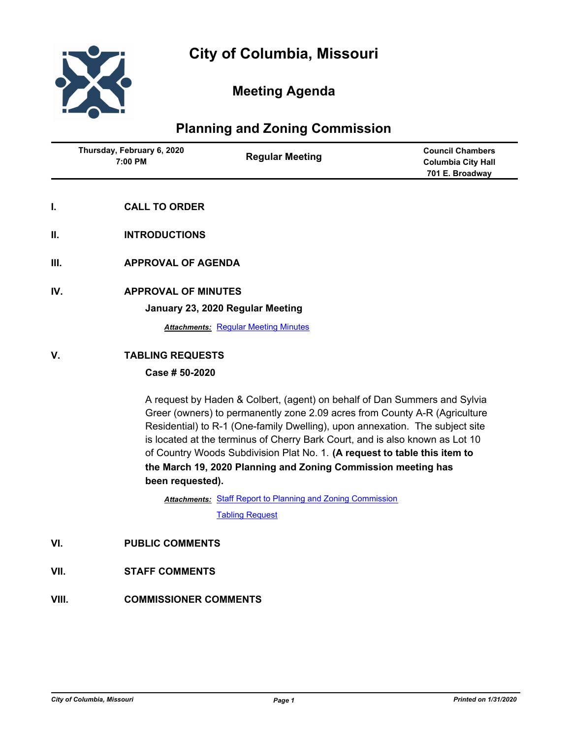# City of Columbia, Missouri

## Meeting Agenda

## Planning and Zoning Commission

| Thursday, February 6, 2020 7:00 PM | Regular Meeting | Council Chambers Columbia City Hall 701 E. Broadway |
|---|---|---|

**I. CALL TO ORDER**

**II. INTRODUCTIONS**

**III. APPROVAL OF AGENDA**

**IV. APPROVAL OF MINUTES**

**January 23, 2020 Regular Meeting**

***Attachments:*** Regular Meeting Minutes

**V. TABLING REQUESTS**

**Case # 50-2020**

A request by Haden & Colbert, (agent) on behalf of Dan Summers and Sylvia Greer (owners) to permanently zone 2.09 acres from County A-R (Agriculture Residential) to R-1 (One-family Dwelling), upon annexation. The subject site is located at the terminus of Cherry Bark Court, and is also known as Lot 10 of Country Woods Subdivision Plat No. 1. **(A request to table this item to the March 19, 2020 Planning and Zoning Commission meeting has been requested).**

***Attachments:*** Staff Report to Planning and Zoning Commission

Tabling Request

**VI. PUBLIC COMMENTS**

**VII. STAFF COMMENTS**

**VIII. COMMISSIONER COMMENTS**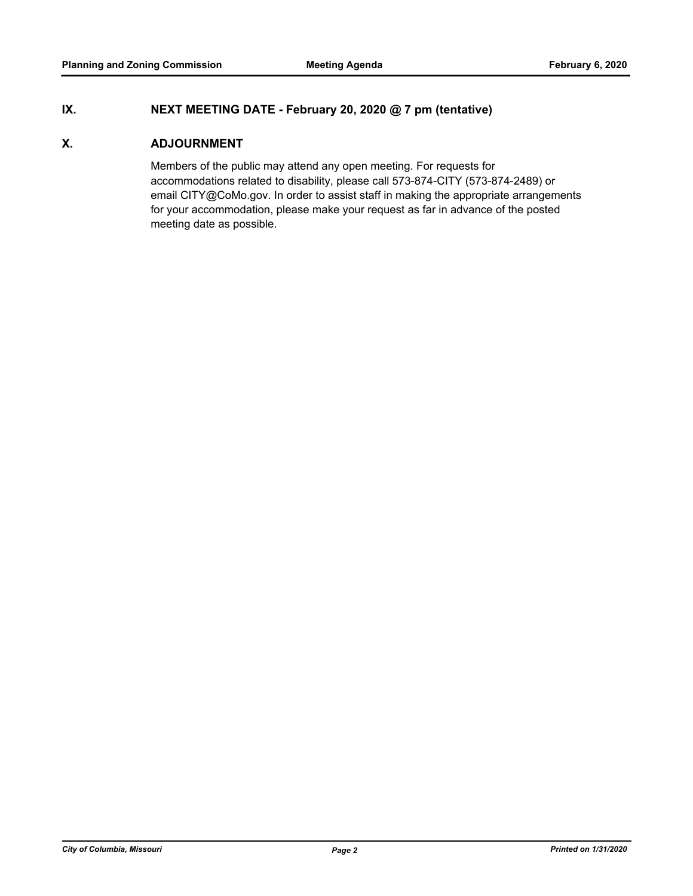## IX. NEXT MEETING DATE - February 20, 2020 @ 7 pm (tentative)

## X. ADJOURNMENT

Members of the public may attend any open meeting. For requests for accommodations related to disability, please call 573-874-CITY (573-874-2489) or email CITY@CoMo.gov. In order to assist staff in making the appropriate arrangements for your accommodation, please make your request as far in advance of the posted meeting date as possible.